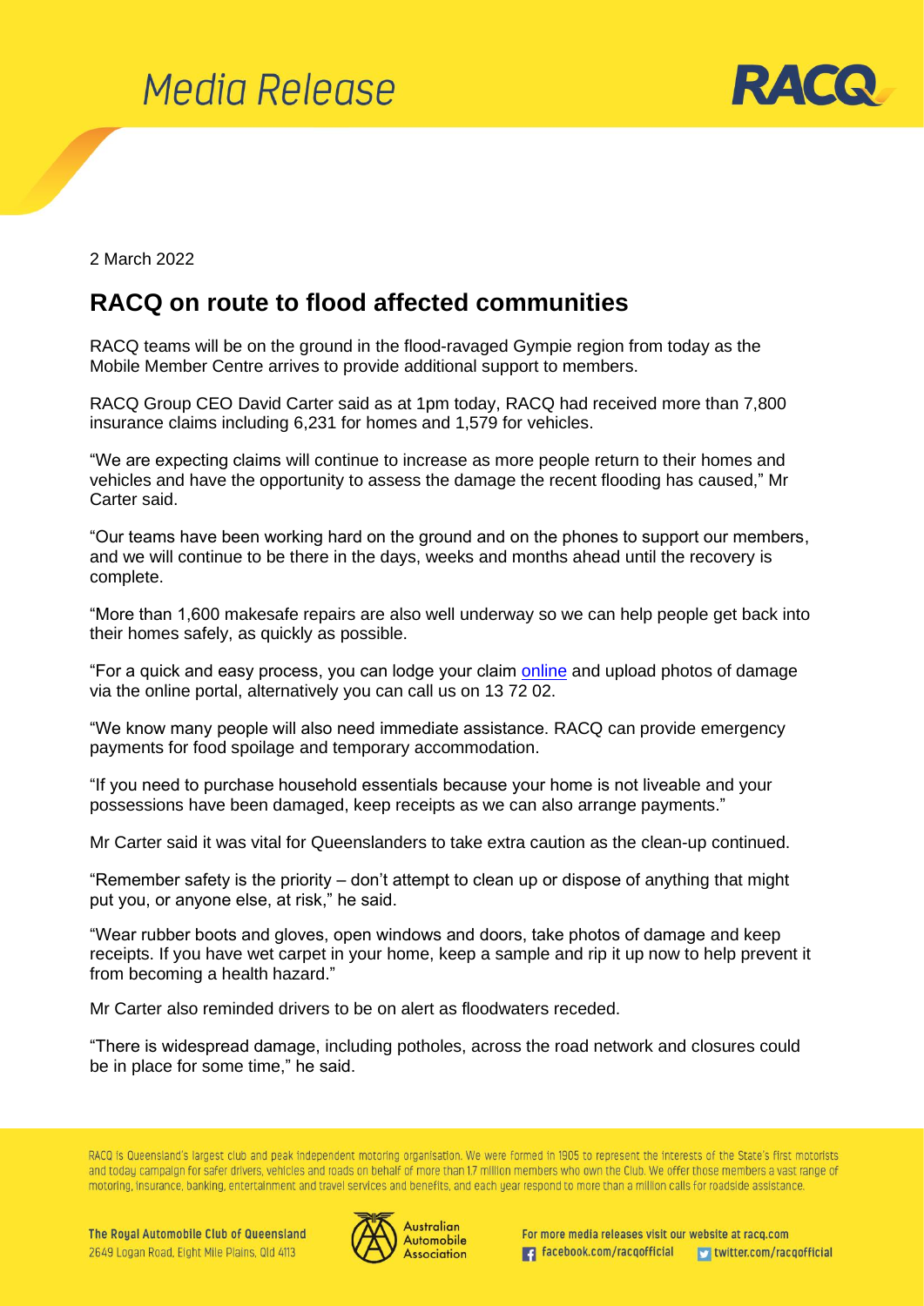# Media Release

2 March 2022

## RACQ on route to flood affected communities

RACQ teams will be on the ground in the flood-ravaged Gympie region from today as the Mobile Member Centre arrives to provide additional support to members.

RACQ Group CEO David Carter said as at 1pm today, RACQ had received more than 7,800 insurance claims including 6,231 for homes and 1,579 for vehicles.

"We are expecting claims will continue to increase as more people return to their homes and vehicles and have the opportunity to assess the damage the recent flooding has caused," Mr Carter said.

"Our teams have been working hard on the ground and on the phones to support our members, and we will continue to be there in the days, weeks and months ahead until the recovery is complete.

"More than 1,600 makesafe repairs are also well underway so we can help people get back into their homes safely, as quickly as possible.

"For a quick and easy process, you can lodge your claim online and upload photos of damage via the online portal, alternatively you can call us on 13 72 02.

"We know many people will also need immediate assistance. RACQ can provide emergency payments for food spoilage and temporary accommodation.

"If you need to purchase household essentials because your home is not liveable and your possessions have been damaged, keep receipts as we can also arrange payments."

Mr Carter said it was vital for Queenslanders to take extra caution as the clean-up continued.

"Remember safety is the priority – don't attempt to clean up or dispose of anything that might put you, or anyone else, at risk," he said.

"Wear rubber boots and gloves, open windows and doors, take photos of damage and keep receipts. If you have wet carpet in your home, keep a sample and rip it up now to help prevent it from becoming a health hazard."

Mr Carter also reminded drivers to be on alert as floodwaters receded.

"There is widespread damage, including potholes, across the road network and closures could be in place for some time," he said.

RACQ is Queensland's largest club and peak independent motoring organisation. We were formed in 1905 to represent the interests of the State's first motorists and today campaign for safer drivers, vehicles and roads on behalf of more than 1.7 million members who own the Club. We offer those members a vast range of motoring, insurance, banking, entertainment and travel services and benefits, and each year respond to more than a million calls for roadside assistance.

The Royal Automobile Club of Queensland
2649 Logan Road, Eight Mile Plains, Qld 4113

For more media releases visit our website at racq.com
facebook.com/racqofficial
twitter.com/racqofficial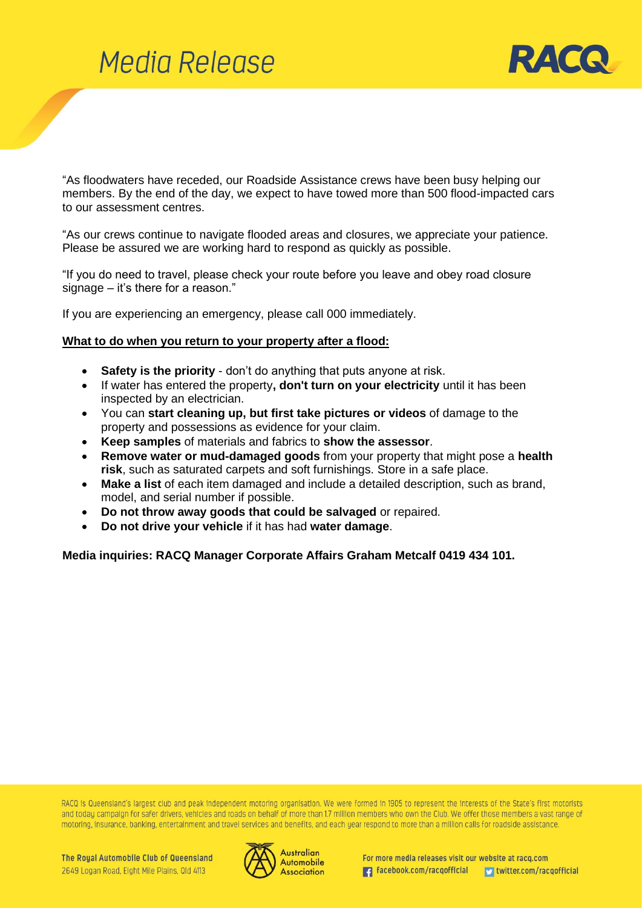"As floodwaters have receded, our Roadside Assistance crews have been busy helping our members. By the end of the day, we expect to have towed more than 500 flood-impacted cars to our assessment centres.

"As our crews continue to navigate flooded areas and closures, we appreciate your patience. Please be assured we are working hard to respond as quickly as possible.

"If you do need to travel, please check your route before you leave and obey road closure signage – it's there for a reason."

If you are experiencing an emergency, please call 000 immediately.

**<u>What to do when you return to your property after a flood:</u>**

- **Safety is the priority** - don't do anything that puts anyone at risk.
- If water has entered the property**, don't turn on your electricity** until it has been inspected by an electrician.
- You can **start cleaning up, but first take pictures or videos** of damage to the property and possessions as evidence for your claim.
- **Keep samples** of materials and fabrics to **show the assessor**.
- **Remove water or mud-damaged goods** from your property that might pose a **health risk**, such as saturated carpets and soft furnishings. Store in a safe place.
- **Make a list** of each item damaged and include a detailed description, such as brand, model, and serial number if possible.
- **Do not throw away goods that could be salvaged** or repaired.
- **Do not drive your vehicle** if it has had **water damage**.

**Media inquiries: RACQ Manager Corporate Affairs Graham Metcalf 0419 434 101.**

RACQ is Queensland's largest club and peak independent motoring organisation. We were formed in 1905 to represent the interests of the State's first motorists and today campaign for safer drivers, vehicles and roads on behalf of more than 1.7 million members who own the Club. We offer those members a vast range of motoring, insurance, banking, entertainment and travel services and benefits, and each year respond to more than a million calls for roadside assistance.

The Royal Automobile Club of Queensland
2649 Logan Road, Eight Mile Plains, Qld 4113

Australian Automobile Association

For more media releases visit our website at racq.com
facebook.com/racqofficial twitter.com/racqofficial